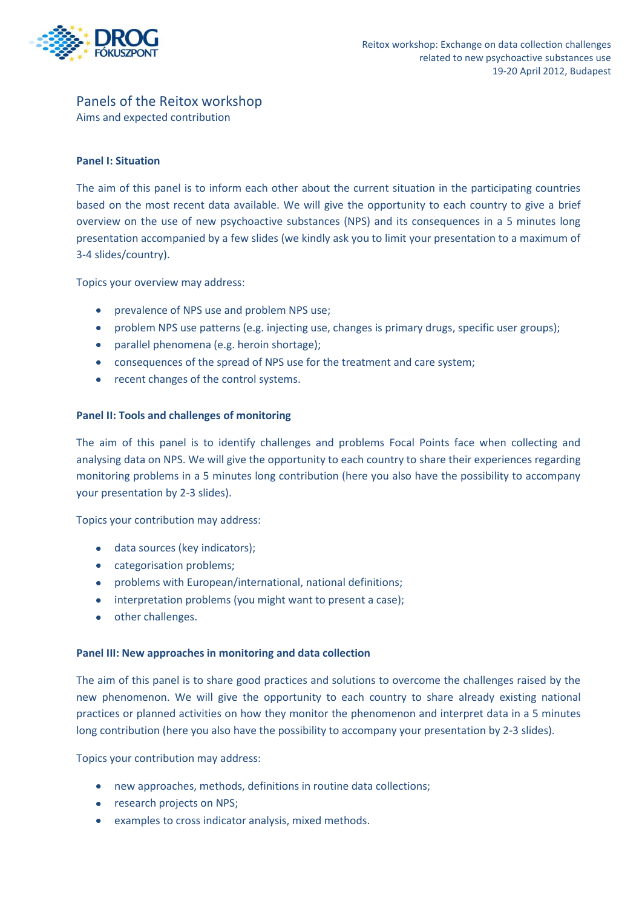Reitox workshop: Exchange on data collection challenges related to new psychoactive substances use
19-20 April 2012, Budapest

# Panels of the Reitox workshop

Aims and expected contribution

### Panel I: Situation

The aim of this panel is to inform each other about the current situation in the participating countries based on the most recent data available. We will give the opportunity to each country to give a brief overview on the use of new psychoactive substances (NPS) and its consequences in a 5 minutes long presentation accompanied by a few slides (we kindly ask you to limit your presentation to a maximum of 3-4 slides/country).

Topics your overview may address:

- prevalence of NPS use and problem NPS use;
- problem NPS use patterns (e.g. injecting use, changes is primary drugs, specific user groups);
- parallel phenomena (e.g. heroin shortage);
- consequences of the spread of NPS use for the treatment and care system;
- recent changes of the control systems.

### Panel II: Tools and challenges of monitoring

The aim of this panel is to identify challenges and problems Focal Points face when collecting and analysing data on NPS. We will give the opportunity to each country to share their experiences regarding monitoring problems in a 5 minutes long contribution (here you also have the possibility to accompany your presentation by 2-3 slides).

Topics your contribution may address:

- data sources (key indicators);
- categorisation problems;
- problems with European/international, national definitions;
- interpretation problems (you might want to present a case);
- other challenges.

### Panel III: New approaches in monitoring and data collection

The aim of this panel is to share good practices and solutions to overcome the challenges raised by the new phenomenon. We will give the opportunity to each country to share already existing national practices or planned activities on how monitor the phenomenon and interpret data in a 5 minutes long contribution (here you also have the possibility to accompany your presentation by 2-3 slides).

Topics your contribution may address:

- new approaches, methods, definitions in routine data collections;
- research projects on NPS;
- examples to cross indicator analysis, mixed methods.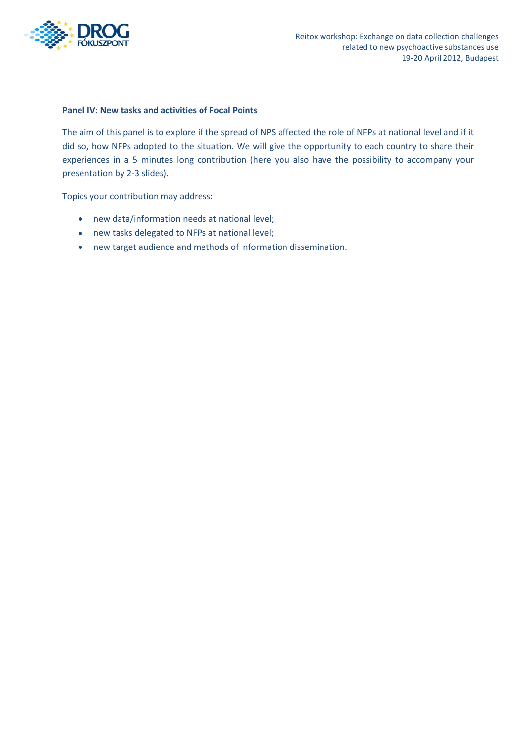**Panel IV: New tasks and activities of Focal Points**

The aim of this panel is to explore if the spread of NPS affected the role of NFPs at national level and if it did so, how NFPs adopted to the situation. We will give the opportunity to each country to share their experiences in a 5 minutes long contribution (here you also have the possibility to accompany your presentation by 2-3 slides).

Topics your contribution may address:

- new data/information needs at national level;
- new tasks delegated to NFPs at national level;
- new target audience and methods of information dissemination.